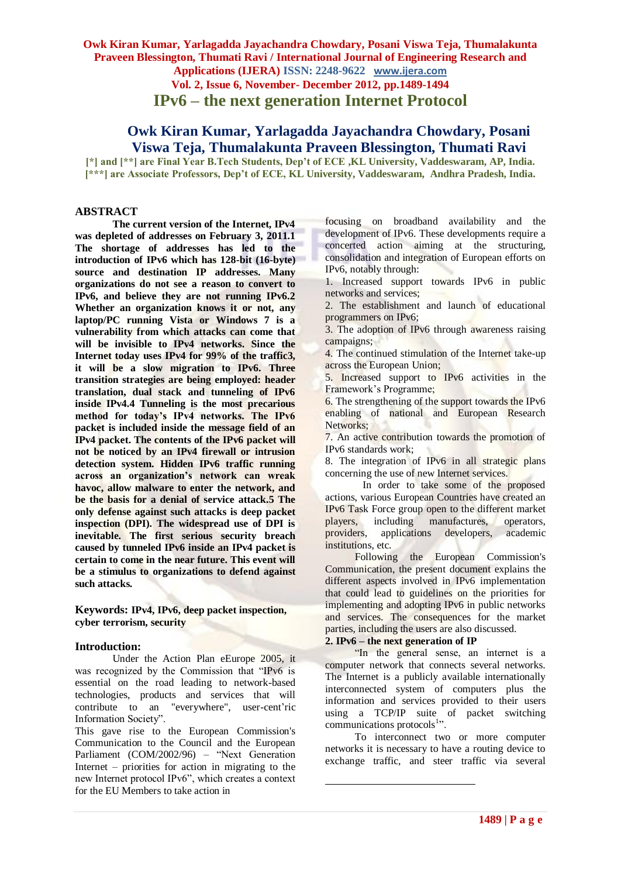# IPv6 – the next generation Internet Protocol

## Owk Kiran Kumar, Yarlagadda Jayachandra Chowdary, Posani Viswa Teja, Thumalakunta Praveen Blessington, Thumati Ravi

**[*] and [**] are Final Year B.Tech Students, Dep't of ECE ,KL University, Vaddeswaram, AP, India.**
**[***] are Associate Professors, Dep't of ECE, KL University, Vaddeswaram, Andhra Pradesh, India.**

## ABSTRACT

**The current version of the Internet, IPv4 was depleted of addresses on February 3, 2011.1 The shortage of addresses has led to the introduction of IPv6 which has 128-bit (16-byte) source and destination IP addresses. Many organizations do not see a reason to convert to IPv6, and believe they are not running IPv6.2 Whether an organization knows it or not, any laptop/PC running Vista or Windows 7 is a vulnerability from which attacks can come that will be invisible to IPv4 networks. Since the Internet today uses IPv4 for 99% of the traffic3, it will be a slow migration to IPv6. Three transition strategies are being employed: header translation, dual stack and tunneling of IPv6 inside IPv4.4 Tunneling is the most precarious method for today's IPv4 networks. The IPv6 packet is included inside the message field of an IPv4 packet. The contents of the IPv6 packet will not be noticed by an IPv4 firewall or intrusion detection system. Hidden IPv6 traffic running across an organization's network can wreak havoc, allow malware to enter the network, and be the basis for a denial of service attack.5 The only defense against such attacks is deep packet inspection (DPI). The widespread use of DPI is inevitable. The first serious security breach caused by tunneled IPv6 inside an IPv4 packet is certain to come in the near future. This event will be a stimulus to organizations to defend against such attacks.**

**Keywords: IPv4, IPv6, deep packet inspection, cyber terrorism, security**

## Introduction:

Under the Action Plan eEurope 2005, it was recognized by the Commission that "IPv6 is essential on the road leading to network-based technologies, products and services that will contribute to an "everywhere", user-cent'ric Information Society".

This gave rise to the European Commission's Communication to the Council and the European Parliament (COM/2002/96) – "Next Generation Internet – priorities for action in migrating to the new Internet protocol IPv6", which creates a context for the EU Members to take action in focusing on broadband availability and the development of IPv6. These developments require a concerted action aiming at the structuring, consolidation and integration of European efforts on IPv6, notably through:

1. Increased support towards IPv6 in public networks and services;
2. The establishment and launch of educational programmers on IPv6;
3. The adoption of IPv6 through awareness raising campaigns;
4. The continued stimulation of the Internet take-up across the European Union;
5. Increased support to IPv6 activities in the Framework's Programme;
6. The strengthening of the support towards the IPv6 enabling of national and European Research Networks;
7. An active contribution towards the promotion of IPv6 standards work;
8. The integration of IPv6 in all strategic plans concerning the use of new Internet services.

In order to take some of the proposed actions, various European Countries have created an IPv6 Task Force group open to the different market players, including manufactures, operators, providers, applications developers, academic institutions, etc.

Following the European Commission's Communication, the present document explains the different aspects involved in IPv6 implementation that could lead to guidelines on the priorities for implementing and adopting IPv6 in public networks and services. The consequences for the market parties, including the users are also discussed.

### 2. IPv6 – the next generation of IP

"In the general sense, an internet is a computer network that connects several networks. The Internet is a publicly available internationally interconnected system of computers plus the information and services provided to their users using a TCP/IP suite of packet switching communications protocols[1]".

To interconnect two or more computer networks it is necessary to have a routing device to exchange traffic, and steer traffic via several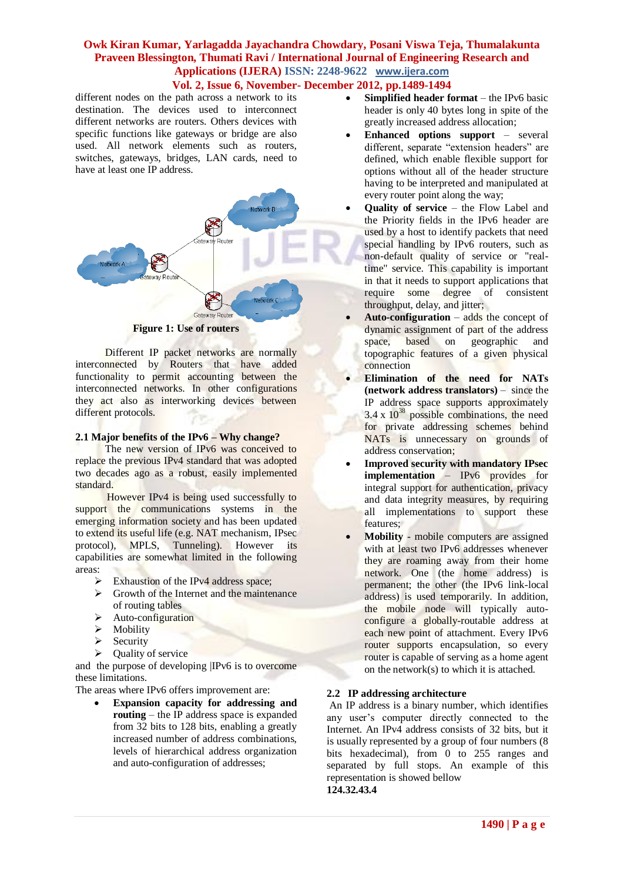different nodes on the path across a network to its destination. The devices used to interconnect different networks are routers. Others devices with specific functions like gateways or bridge are also used. All network elements such as routers, switches, gateways, bridges, LAN cards, need to have at least one IP address.

**Figure 1: Use of routers**

Different IP packet networks are normally interconnected by Routers that have added functionality to permit accounting between the interconnected networks. In other configurations they act also as interworking devices between different protocols.

### 2.1 Major benefits of the IPv6 – Why change?

The new version of IPv6 was conceived to replace the previous IPv4 standard that was adopted two decades ago as a robust, easily implemented standard.

However IPv4 is being used successfully to support the communications systems in the emerging information society and has been updated to extend its useful life (e.g. NAT mechanism, IPsec protocol), MPLS, Tunneling). However its capabilities are somewhat limited in the following areas:

- Exhaustion of the IPv4 address space;
- Growth of the Internet and the maintenance of routing tables
- Auto-configuration
- Mobility
- Security
- Quality of service

and the purpose of developing |IPv6 is to overcome these limitations.

The areas where IPv6 offers improvement are:

- **Expansion capacity for addressing and routing** – the IP address space is expanded from 32 bits to 128 bits, enabling a greatly increased number of address combinations, levels of hierarchical address organization and auto-configuration of addresses;
- **Simplified header format** – the IPv6 basic header is only 40 bytes long in spite of the greatly increased address allocation;
- **Enhanced options support** – several different, separate "extension headers" are defined, which enable flexible support for options without all of the header structure having to be interpreted and manipulated at every router point along the way;
- **Quality of service** – the Flow Label and the Priority fields in the IPv6 header are used by a host to identify packets that need special handling by IPv6 routers, such as non-default quality of service or "real-time" service. This capability is important in that it needs to support applications that require some degree of consistent throughput, delay, and jitter;
- **Auto-configuration** – adds the concept of dynamic assignment of part of the address space, based on geographic and topographic features of a given physical connection
- **Elimination of the need for NATs (network address translators)** – since the IP address space supports approximately $3.4 \times 10^{38}$ possible combinations, the need for private addressing schemes behind NATs is unnecessary on grounds of address conservation;
- **Improved security with mandatory IPsec implementation** – IPv6 provides for integral support for authentication, privacy and data integrity measures, by requiring all implementations to support these features;
- **Mobility** - mobile computers are assigned with at least two IPv6 addresses whenever they are roaming away from their home network. One (the home address) is permanent; the other (the IPv6 link-local address) is used temporarily. In addition, the mobile node will typically auto-configure a globally-routable address at each new point of attachment. Every IPv6 router supports encapsulation, so every router is capable of serving as a home agent on the network(s) to which it is attached.

### 2.2 IP addressing architecture

An IP address is a binary number, which identifies any user's computer directly connected to the Internet. An IPv4 address consists of 32 bits, but it is usually represented by a group of four numbers (8 bits hexadecimal), from 0 to 255 ranges and separated by full stops. An example of this representation is showed bellow

**124.32.43.4**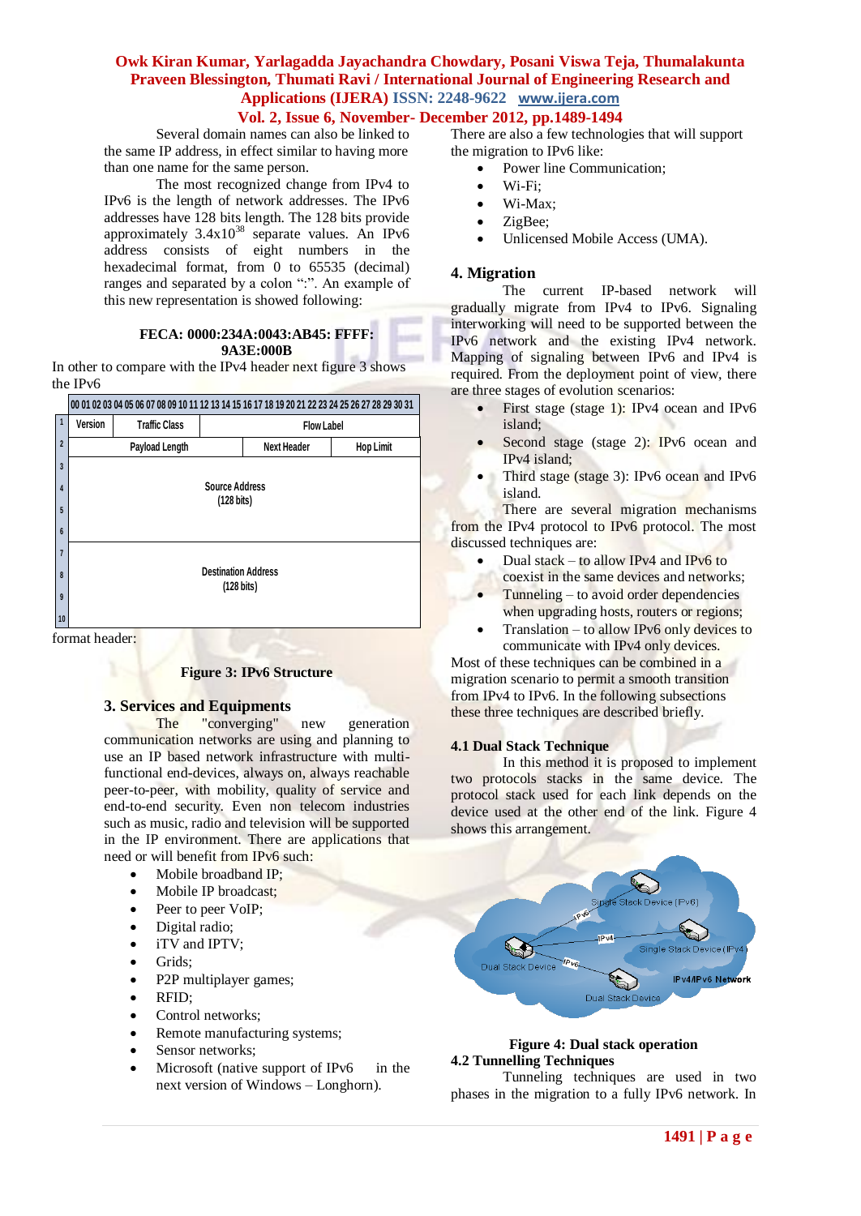Several domain names can also be linked to the same IP address, in effect similar to having more than one name for the same person.

The most recognized change from IPv4 to IPv6 is the length of network addresses. The IPv6 addresses have 128 bits length. The 128 bits provide approximately $3.4x10^{38}$ separate values. An IPv6 address consists of eight numbers in the hexadecimal format, from 0 to 65535 (decimal) ranges and separated by a colon ":". An example of this new representation is showed following:

**FECA: 0000:234A:0043:AB45: FFFF: 9A3E:000B**

In other to compare with the IPv4 header next figure 3 shows the IPv6 format header:

| | 00–03 | 04–11 | 12–31 | | |
|---|---|---|---|---|---|
| 1 | Version | Traffic Class | Flow Label | | |
| 2 | Payload Length | | Next Header | Hop Limit | |
| 3–6 | Source Address (128 bits) | | | | |
| 7–10 | Destination Address (128 bits) | | | | |

**Figure 3: IPv6 Structure**

### 3. Services and Equipments

The "converging" new generation communication networks are using and planning to use an IP based network infrastructure with multi-functional end-devices, always on, always reachable peer-to-peer, with mobility, quality of service and end-to-end security. Even non telecom industries such as music, radio and television will be supported in the IP environment. There are applications that need or will benefit from IPv6 such:

- Mobile broadband IP;
- Mobile IP broadcast;
- Peer to peer VoIP;
- Digital radio;
- iTV and IPTV;
- Grids;
- P2P multiplayer games;
- RFID;
- Control networks;
- Remote manufacturing systems;
- Sensor networks;
- Microsoft (native support of IPv6 in the next version of Windows – Longhorn).

There are also a few technologies that will support the migration to IPv6 like:

- Power line Communication;
- Wi-Fi;
- Wi-Max;
- ZigBee;
- Unlicensed Mobile Access (UMA).

### 4. Migration

The current IP-based network will gradually migrate from IPv4 to IPv6. Signaling interworking will need to be supported between the IPv6 network and the existing IPv4 network. Mapping of signaling between IPv6 and IPv4 is required. From the deployment point of view, there are three stages of evolution scenarios:

- First stage (stage 1): IPv4 ocean and IPv6 island;
- Second stage (stage 2): IPv6 ocean and IPv4 island;
- Third stage (stage 3): IPv6 ocean and IPv6 island.

There are several migration mechanisms from the IPv4 protocol to IPv6 protocol. The most discussed techniques are:

- Dual stack – to allow IPv4 and IPv6 to coexist in the same devices and networks;
- Tunneling – to avoid order dependencies when upgrading hosts, routers or regions;
- Translation – to allow IPv6 only devices to communicate with IPv4 only devices.

Most of these techniques can be combined in a migration scenario to permit a smooth transition from IPv4 to IPv6. In the following subsections these three techniques are described briefly.

#### 4.1 Dual Stack Technique

In this method it is proposed to implement two protocols stacks in the same device. The protocol stack used for each link depends on the device used at the other end of the link. Figure 4 shows this arrangement.

**Figure 4: Dual stack operation**

#### 4.2 Tunnelling Techniques

Tunneling techniques are used in two phases in the migration to a fully IPv6 network. In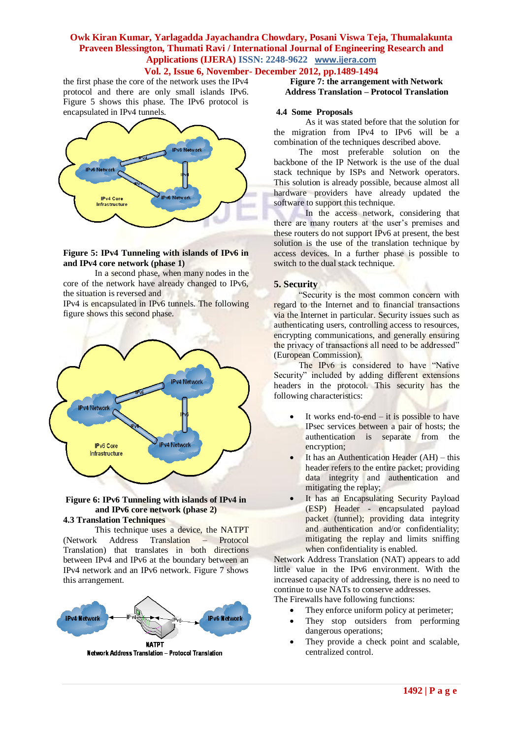the first phase the core of the network uses the IPv4 protocol and there are only small islands IPv6. Figure 5 shows this phase. The IPv6 protocol is encapsulated in IPv4 tunnels.

**Figure 5: IPv4 Tunneling with islands of IPv6 in and IPv4 core network (phase 1)**

In a second phase, when many nodes in the core of the network have already changed to IPv6, the situation is reversed and IPv4 is encapsulated in IPv6 tunnels. The following figure shows this second phase.

**Figure 6: IPv6 Tunneling with islands of IPv4 in and IPv6 core network (phase 2)**

### 4.3 Translation Techniques

This technique uses a device, the NATPT (Network Address Translation – Protocol Translation) that translates in both directions between IPv4 and IPv6 at the boundary between an IPv4 network and an IPv6 network. Figure 7 shows this arrangement.

**Figure 7: the arrangement with Network Address Translation – Protocol Translation**

### 4.4 Some Proposals

As it was stated before that the solution for the migration from IPv4 to IPv6 will be a combination of the techniques described above.

The most preferable solution on the backbone of the IP Network is the use of the dual stack technique by ISPs and Network operators. This solution is already possible, because almost all hardware providers have already updated the software to support this technique.

In the access network, considering that there are many routers at the user's premises and these routers do not support IPv6 at present, the best solution is the use of the translation technique by access devices. In a further phase is possible to switch to the dual stack technique.

## 5. Security

"Security is the most common concern with regard to the Internet and to financial transactions via the Internet in particular. Security issues such as authenticating users, controlling access to resources, encrypting communications, and generally ensuring the privacy of transactions all need to be addressed" (European Commission).

The IPv6 is considered to have "Native Security" included by adding different extensions headers in the protocol. This security has the following characteristics:

- It works end-to-end – it is possible to have IPsec services between a pair of hosts; the authentication is separate from the encryption;
- It has an Authentication Header (AH) – this header refers to the entire packet; providing data integrity and authentication and mitigating the replay;
- It has an Encapsulating Security Payload (ESP) Header - encapsulated payload packet (tunnel); providing data integrity and authentication and/or confidentiality; mitigating the replay and limits sniffing when confidentiality is enabled.

Network Address Translation (NAT) appears to add little value in the IPv6 environment. With the increased capacity of addressing, there is no need to continue to use NATs to conserve addresses.

The Firewalls have following functions:

- They enforce uniform policy at perimeter;
- They stop outsiders from performing dangerous operations;
- They provide a check point and scalable, centralized control.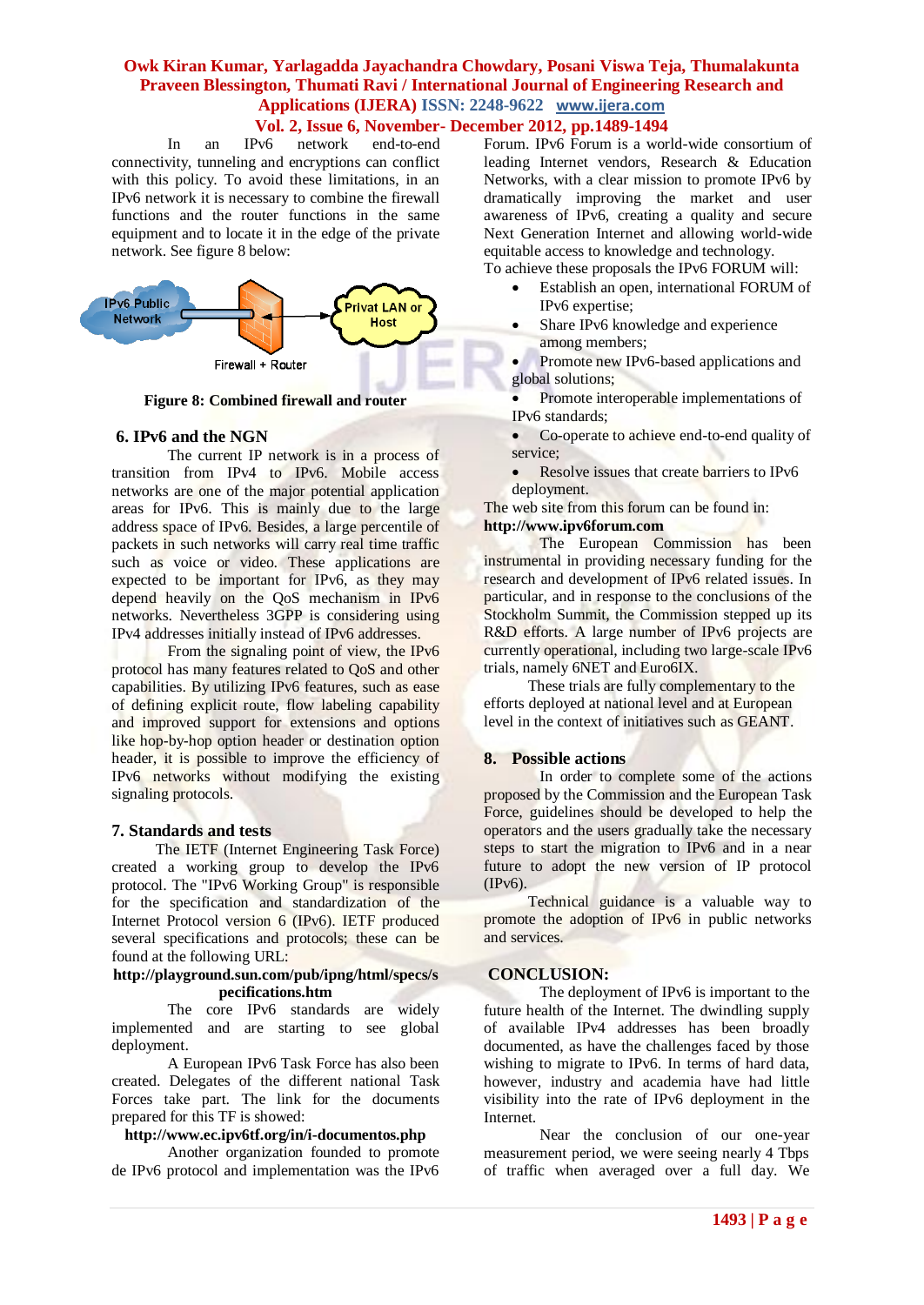In an IPv6 network end-to-end connectivity, tunneling and encryptions can conflict with this policy. To avoid these limitations, in an IPv6 network it is necessary to combine the firewall functions and the router functions in the same equipment and to locate it in the edge of the private network. See figure 8 below:

**Figure 8: Combined firewall and router**

## 6. IPv6 and the NGN

The current IP network is in a process of transition from IPv4 to IPv6. Mobile access networks are one of the major potential application areas for IPv6. This is mainly due to the large address space of IPv6. Besides, a large percentile of packets in such networks will carry real time traffic such as voice or video. These applications are expected to be important for IPv6, as they may depend heavily on the QoS mechanism in IPv6 networks. Nevertheless 3GPP is considering using IPv4 addresses initially instead of IPv6 addresses.

From the signaling point of view, the IPv6 protocol has many features related to QoS and other capabilities. By utilizing IPv6 features, such as ease of defining explicit route, flow labeling capability and improved support for extensions and options like hop-by-hop option header or destination option header, it is possible to improve the efficiency of IPv6 networks without modifying the existing signaling protocols.

## 7. Standards and tests

The IETF (Internet Engineering Task Force) created a working group to develop the IPv6 protocol. The "IPv6 Working Group" is responsible for the specification and standardization of the Internet Protocol version 6 (IPv6). IETF produced several specifications and protocols; these can be found at the following URL:

**http://playground.sun.com/pub/ipng/html/specs/specifications.htm**

The core IPv6 standards are widely implemented and are starting to see global deployment.

A European IPv6 Task Force has also been created. Delegates of the different national Task Forces take part. The link for the documents prepared for this TF is showed:

**http://www.ec.ipv6tf.org/in/i-documentos.php**

Another organization founded to promote de IPv6 protocol and implementation was the IPv6 Forum. IPv6 Forum is a world-wide consortium of leading Internet vendors, Research & Education Networks, with a clear mission to promote IPv6 by dramatically improving the market and user awareness of IPv6, creating a quality and secure Next Generation Internet and allowing world-wide equitable access to knowledge and technology.

To achieve these proposals the IPv6 FORUM will:

- Establish an open, international FORUM of IPv6 expertise;
- Share IPv6 knowledge and experience among members;
- Promote new IPv6-based applications and global solutions;
- Promote interoperable implementations of IPv6 standards;
- Co-operate to achieve end-to-end quality of service;
- Resolve issues that create barriers to IPv6 deployment.

The web site from this forum can be found in:

**http://www.ipv6forum.com**

The European Commission has been instrumental in providing necessary funding for the research and development of IPv6 related issues. In particular, and in response to the conclusions of the Stockholm Summit, the Commission stepped up its R&D efforts. A large number of IPv6 projects are currently operational, including two large-scale IPv6 trials, namely 6NET and Euro6IX.

These trials are fully complementary to the efforts deployed at national level and at European level in the context of initiatives such as GEANT.

## 8. Possible actions

In order to complete some of the actions proposed by the Commission and the European Task Force, guidelines should be developed to help the operators and the users gradually take the necessary steps to start the migration to IPv6 and in a near future to adopt the new version of IP protocol (IPv6).

Technical guidance is a valuable way to promote the adoption of IPv6 in public networks and services.

## CONCLUSION:

The deployment of IPv6 is important to the future health of the Internet. The dwindling supply of available IPv4 addresses has been broadly documented, as have the challenges faced by those wishing to migrate to IPv6. In terms of hard data, however, industry and academia have had little visibility into the rate of IPv6 deployment in the Internet.

Near the conclusion of our one-year measurement period, we were seeing nearly 4 Tbps of traffic when averaged over a full day. We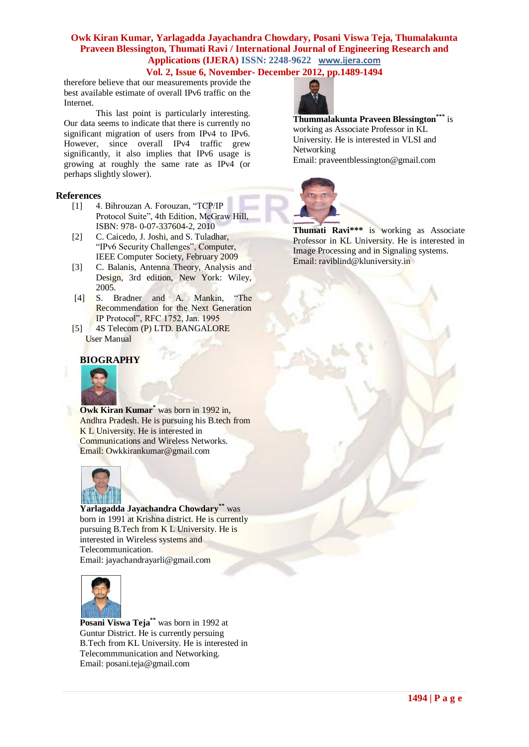therefore believe that our measurements provide the best available estimate of overall IPv6 traffic on the Internet.

This last point is particularly interesting. Our data seems to indicate that there is currently no significant migration of users from IPv4 to IPv6. However, since overall IPv4 traffic grew significantly, it also implies that IPv6 usage is growing at roughly the same rate as IPv4 (or perhaps slightly slower).

## References

[1] 4. Bihrouzan A. Forouzan, "TCP/IP Protocol Suite", 4th Edition, McGraw Hill, ISBN: 978- 0-07-337604-2, 2010

[2] C. Caicedo, J. Joshi, and S. Tuladhar, "IPv6 Security Challenges", Computer, IEEE Computer Society, February 2009

[3] C. Balanis, Antenna Theory, Analysis and Design, 3rd edition, New York: Wiley, 2005.

[4] S. Bradner and A. Mankin, "The Recommendation for the Next Generation IP Protocol", RFC 1752, Jan. 1995

[5] 4S Telecom (P) LTD. BANGALORE User Manual

## BIOGRAPHY

**Owk Kiran Kumar**[*] was born in 1992 in, Andhra Pradesh. He is pursuing his B.tech from K L University. He is interested in Communications and Wireless Networks.
Email: Owkkirankumar@gmail.com

**Yarlagadda Jayachandra Chowdary**[**] was born in 1991 at Krishna district. He is currently pursuing B.Tech from K L University. He is interested in Wireless systems and Telecommunication.
Email: jayachandrayarli@gmail.com

**Posani Viswa Teja**[**] was born in 1992 at Guntur District. He is currently persuing B.Tech from KL University. He is interested in Telecommmunication and Networking.
Email: posani.teja@gmail.com

**Thummalakunta Praveen Blessington**[***] is working as Associate Professor in KL University. He is interested in VLSI and Networking
Email: praveentblessington@gmail.com

**Thumati Ravi***** is working as Associate Professor in KL University. He is interested in Image Processing and in Signaling systems.
Email: raviblind@kluniversity.in